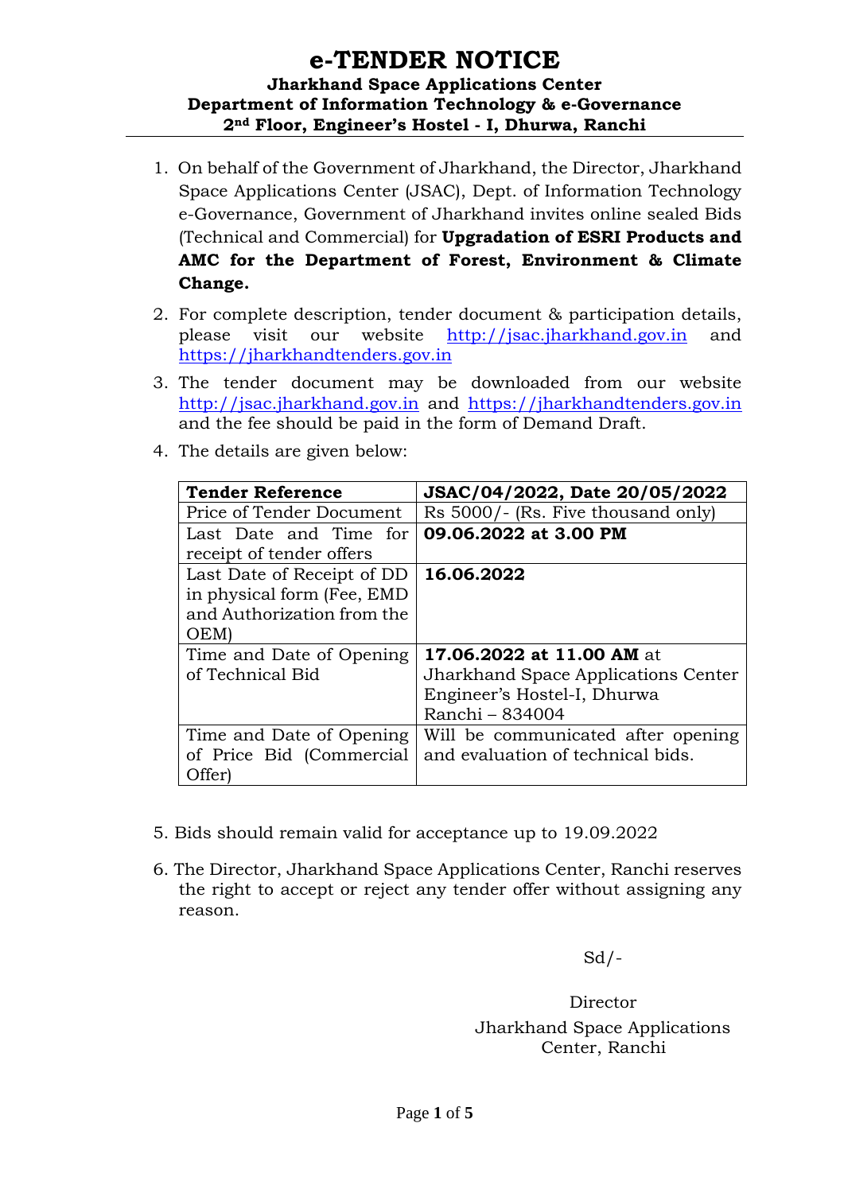# e-TENDER NOTICE

**Jharkhand Space Applications Center**
**Department of Information Technology & e-Governance**
**2nd Floor, Engineer's Hostel - I, Dhurwa, Ranchi**

1. On behalf of the Government of Jharkhand, the Director, Jharkhand Space Applications Center (JSAC), Dept. of Information Technology e-Governance, Government of Jharkhand invites online sealed Bids (Technical and Commercial) for **Upgradation of ESRI Products and AMC for the Department of Forest, Environment & Climate Change.**
2. For complete description, tender document & participation details, please visit our website http://jsac.jharkhand.gov.in and https://jharkhandtenders.gov.in
3. The tender document may be downloaded from our website http://jsac.jharkhand.gov.in and https://jharkhandtenders.gov.in and the fee should be paid in the form of Demand Draft.
4. The details are given below:

| **Tender Reference** | **JSAC/04/2022, Date 20/05/2022** |
|---|---|
| Price of Tender Document | Rs 5000/- (Rs. Five thousand only) |
| Last Date and Time for receipt of tender offers | **09.06.2022 at 3.00 PM** |
| Last Date of Receipt of DD in physical form (Fee, EMD and Authorization from the OEM) | **16.06.2022** |
| Time and Date of Opening of Technical Bid | **17.06.2022 at 11.00 AM** at Jharkhand Space Applications Center Engineer's Hostel-I, Dhurwa Ranchi – 834004 |
| Time and Date of Opening of Price Bid (Commercial Offer) | Will be communicated after opening and evaluation of technical bids. |

5. Bids should remain valid for acceptance up to 19.09.2022
6. The Director, Jharkhand Space Applications Center, Ranchi reserves the right to accept or reject any tender offer without assigning any reason.

Sd/-

Director
Jharkhand Space Applications Center, Ranchi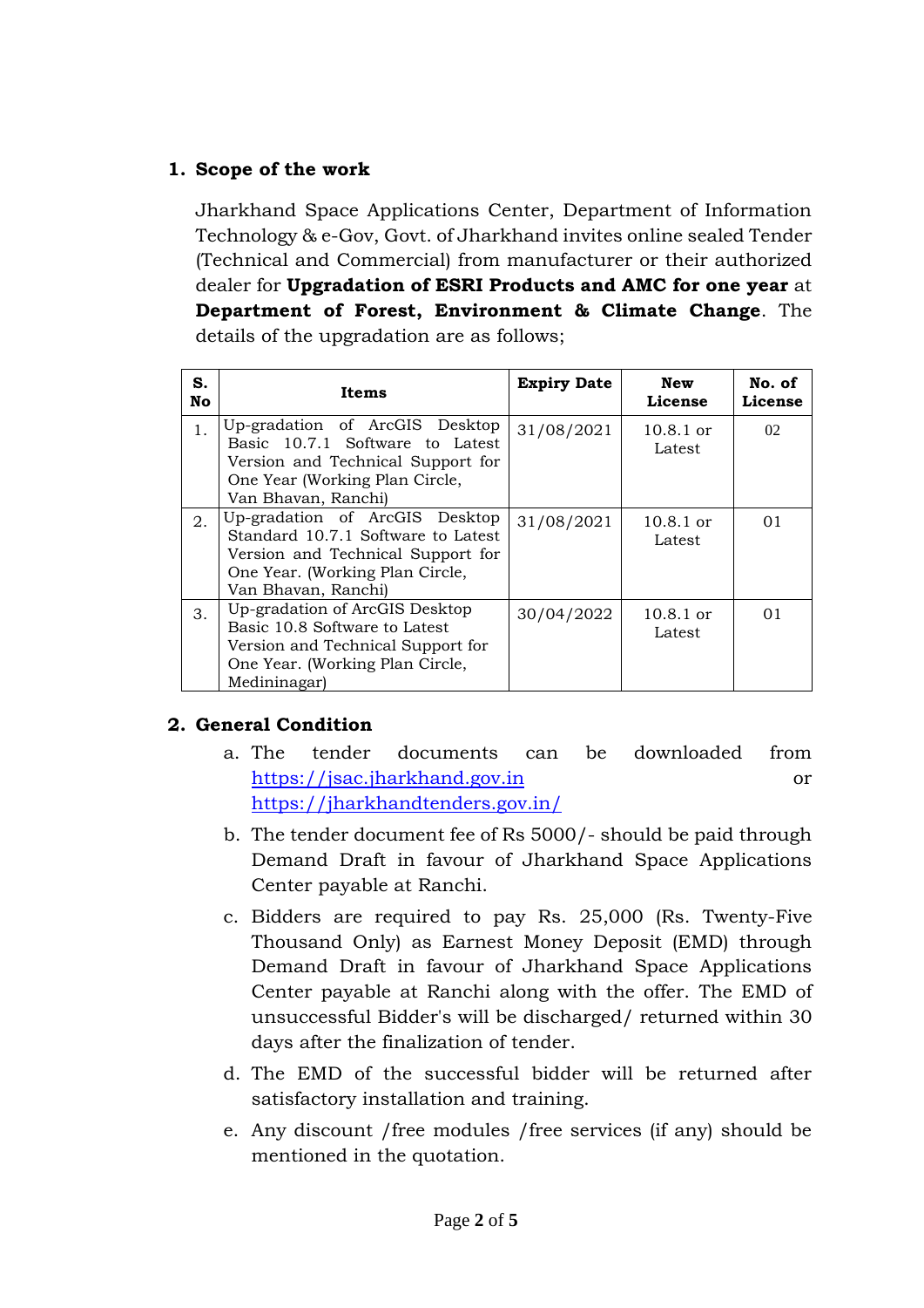## 1. Scope of the work

Jharkhand Space Applications Center, Department of Information Technology & e-Gov, Govt. of Jharkhand invites online sealed Tender (Technical and Commercial) from manufacturer or their authorized dealer for **Upgradation of ESRI Products and AMC for one year** at **Department of Forest, Environment & Climate Change**. The details of the upgradation are as follows;

| S. No | Items | Expiry Date | New License | No. of License |
|---|---|---|---|---|
| 1. | Up-gradation of ArcGIS Desktop Basic 10.7.1 Software to Latest Version and Technical Support for One Year (Working Plan Circle, Van Bhavan, Ranchi) | 31/08/2021 | 10.8.1 or Latest | 02 |
| 2. | Up-gradation of ArcGIS Desktop Standard 10.7.1 Software to Latest Version and Technical Support for One Year. (Working Plan Circle, Van Bhavan, Ranchi) | 31/08/2021 | 10.8.1 or Latest | 01 |
| 3. | Up-gradation of ArcGIS Desktop Basic 10.8 Software to Latest Version and Technical Support for One Year. (Working Plan Circle, Medininagar) | 30/04/2022 | 10.8.1 or Latest | 01 |

## 2. General Condition

a. The tender documents can be downloaded from https://jsac.jharkhand.gov.in or https://jharkhandtenders.gov.in/

b. The tender document fee of Rs 5000/- should be paid through Demand Draft in favour of Jharkhand Space Applications Center payable at Ranchi.

c. Bidders are required to pay Rs. 25,000 (Rs. Twenty-Five Thousand Only) as Earnest Money Deposit (EMD) through Demand Draft in favour of Jharkhand Space Applications Center payable at Ranchi along with the offer. The EMD of unsuccessful Bidder's will be discharged/ returned within 30 days after the finalization of tender.

d. The EMD of the successful bidder will be returned after satisfactory installation and training.

e. Any discount /free modules /free services (if any) should be mentioned in the quotation.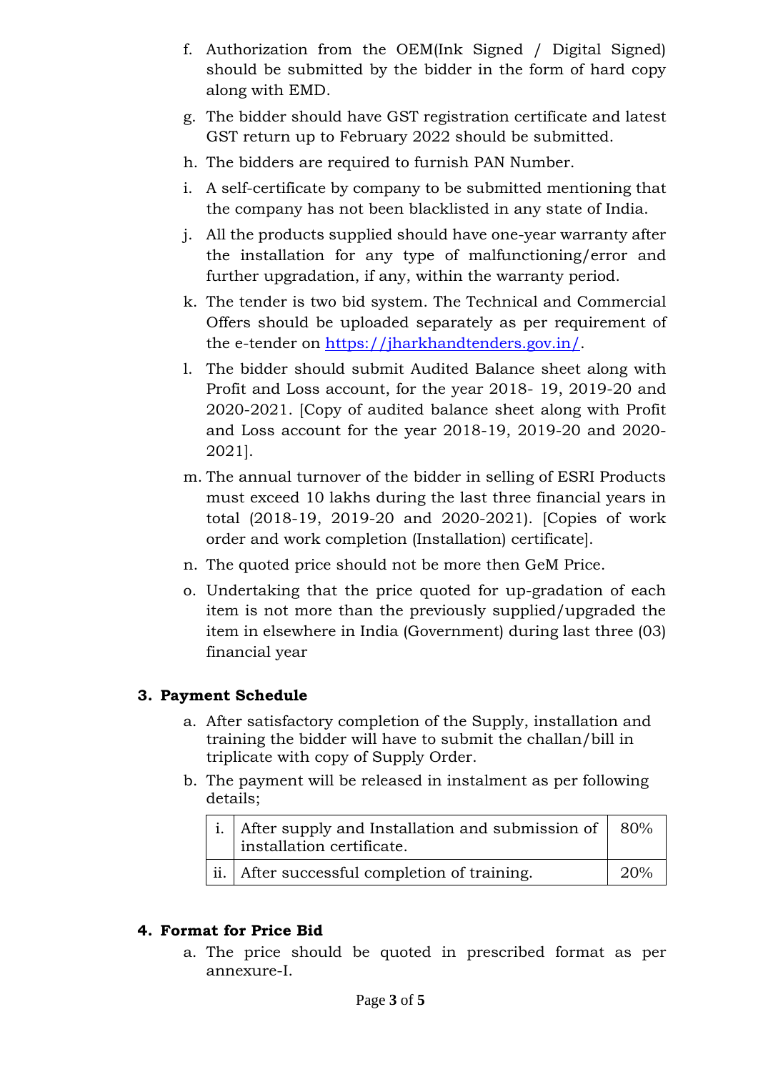f. Authorization from the OEM(Ink Signed / Digital Signed) should be submitted by the bidder in the form of hard copy along with EMD.

g. The bidder should have GST registration certificate and latest GST return up to February 2022 should be submitted.

h. The bidders are required to furnish PAN Number.

i. A self-certificate by company to be submitted mentioning that the company has not been blacklisted in any state of India.

j. All the products supplied should have one-year warranty after the installation for any type of malfunctioning/error and further upgradation, if any, within the warranty period.

k. The tender is two bid system. The Technical and Commercial Offers should be uploaded separately as per requirement of the e-tender on https://jharkhandtenders.gov.in/.

l. The bidder should submit Audited Balance sheet along with Profit and Loss account, for the year 2018- 19, 2019-20 and 2020-2021. [Copy of audited balance sheet along with Profit and Loss account for the year 2018-19, 2019-20 and 2020-2021].

m. The annual turnover of the bidder in selling of ESRI Products must exceed 10 lakhs during the last three financial years in total (2018-19, 2019-20 and 2020-2021). [Copies of work order and work completion (Installation) certificate].

n. The quoted price should not be more then GeM Price.

o. Undertaking that the price quoted for up-gradation of each item is not more than the previously supplied/upgraded the item in elsewhere in India (Government) during last three (03) financial year

## 3. Payment Schedule

a. After satisfactory completion of the Supply, installation and training the bidder will have to submit the challan/bill in triplicate with copy of Supply Order.

b. The payment will be released in instalment as per following details;

| | | |
|---|---|---|
| i. | After supply and Installation and submission of installation certificate. | 80% |
| ii. | After successful completion of training. | 20% |

## 4. Format for Price Bid

a. The price should be quoted in prescribed format as per annexure-I.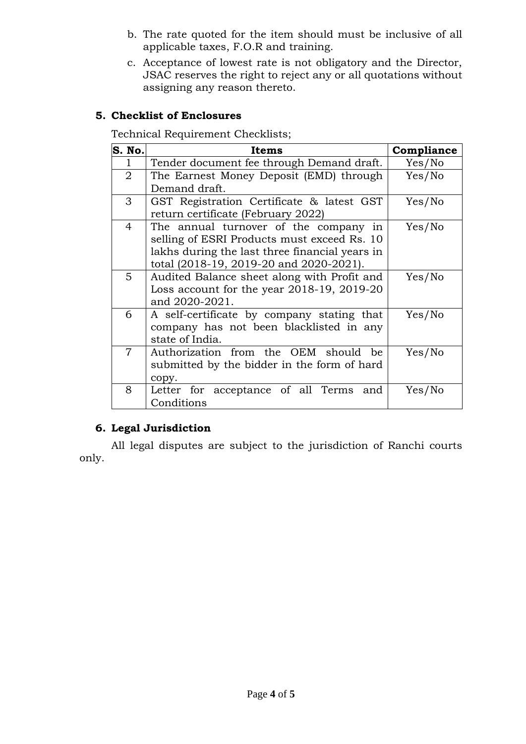b. The rate quoted for the item should must be inclusive of all applicable taxes, F.O.R and training.

c. Acceptance of lowest rate is not obligatory and the Director, JSAC reserves the right to reject any or all quotations without assigning any reason thereto.

## 5. Checklist of Enclosures

Technical Requirement Checklists;

| S. No. | Items | Compliance |
|---|---|---|
| 1 | Tender document fee through Demand draft. | Yes/No |
| 2 | The Earnest Money Deposit (EMD) through Demand draft. | Yes/No |
| 3 | GST Registration Certificate & latest GST return certificate (February 2022) | Yes/No |
| 4 | The annual turnover of the company in selling of ESRI Products must exceed Rs. 10 lakhs during the last three financial years in total (2018-19, 2019-20 and 2020-2021). | Yes/No |
| 5 | Audited Balance sheet along with Profit and Loss account for the year 2018-19, 2019-20 and 2020-2021. | Yes/No |
| 6 | A self-certificate by company stating that company has not been blacklisted in any state of India. | Yes/No |
| 7 | Authorization from the OEM should be submitted by the bidder in the form of hard copy. | Yes/No |
| 8 | Letter for acceptance of all Terms and Conditions | Yes/No |

## 6. Legal Jurisdiction

All legal disputes are subject to the jurisdiction of Ranchi courts only.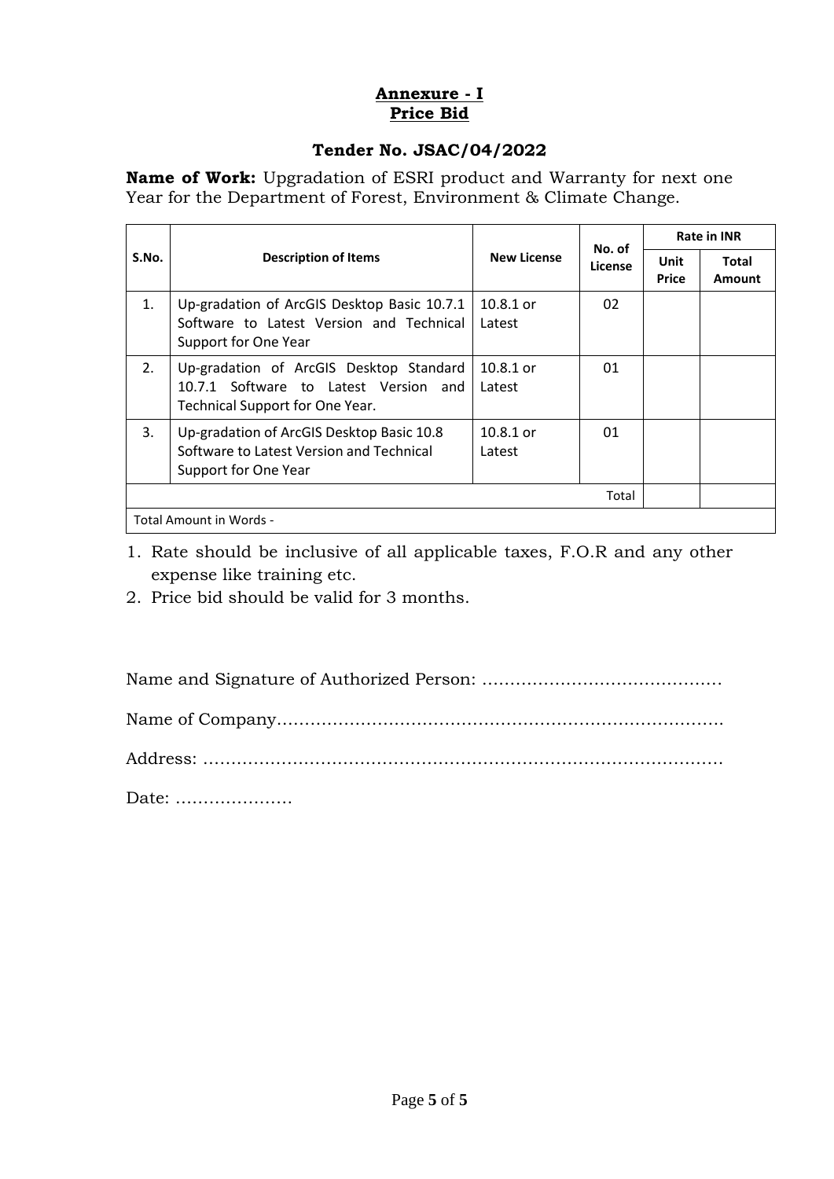**Annexure - I**
**Price Bid**

**Tender No. JSAC/04/2022**

**Name of Work:** Upgradation of ESRI product and Warranty for next one Year for the Department of Forest, Environment & Climate Change.

| S.No. | Description of Items | New License | No. of License | Rate in INR | |
|---|---|---|---|---|---|
| | | | | Unit Price | Total Amount |
| 1. | Up-gradation of ArcGIS Desktop Basic 10.7.1 Software to Latest Version and Technical Support for One Year | 10.8.1 or Latest | 02 | | |
| 2. | Up-gradation of ArcGIS Desktop Standard 10.7.1 Software to Latest Version and Technical Support for One Year. | 10.8.1 or Latest | 01 | | |
| 3. | Up-gradation of ArcGIS Desktop Basic 10.8 Software to Latest Version and Technical Support for One Year | 10.8.1 or Latest | 01 | | |
| | | | Total | | |
| Total Amount in Words - | | | | | |

1. Rate should be inclusive of all applicable taxes, F.O.R and any other expense like training etc.
2. Price bid should be valid for 3 months.

Name and Signature of Authorized Person: ……………………………………

Name of Company……………………………………………………………………

Address: ………………………………………………………………………………

Date: …………………